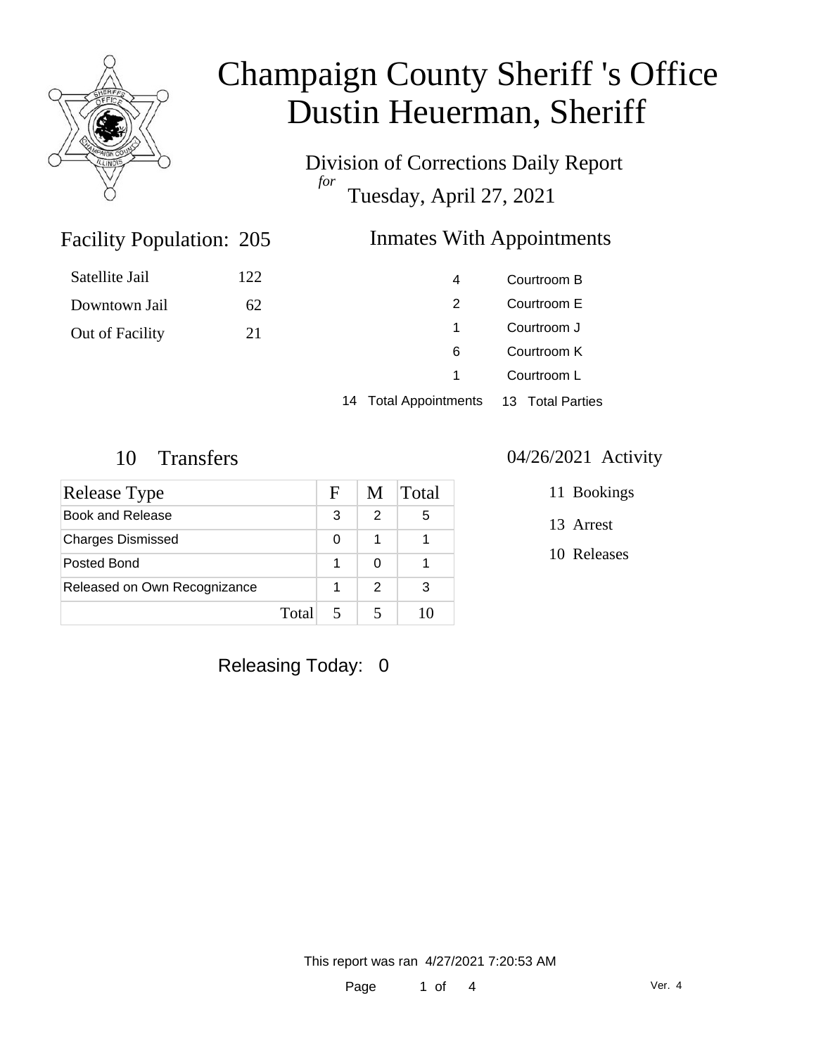# Champaign County Sheriff 's Office
# Dustin Heuerman, Sheriff

Division of Corrections Daily Report
*for*
Tuesday, April 27, 2021

## Facility Population: 205

| | |
|---|---|
| Satellite Jail | 122 |
| Downtown Jail | 62 |
| Out of Facility | 21 |

## Inmates With Appointments

| | |
|---|---|
| 4 | Courtroom B |
| 2 | Courtroom E |
| 1 | Courtroom J |
| 6 | Courtroom K |
| 1 | Courtroom L |
| 14 Total Appointments | 13 Total Parties |

## 10 Transfers

| Release Type | F | M | Total |
|---|---|---|---|
| Book and Release | 3 | 2 | 5 |
| Charges Dismissed | 0 | 1 | 1 |
| Posted Bond | 1 | 0 | 1 |
| Released on Own Recognizance | 1 | 2 | 3 |
| Total | 5 | 5 | 10 |

## 04/26/2021 Activity

- 11 Bookings
- 13 Arrest
- 10 Releases

Releasing Today: 0

This report was ran 4/27/2021 7:20:53 AM

Ver. 4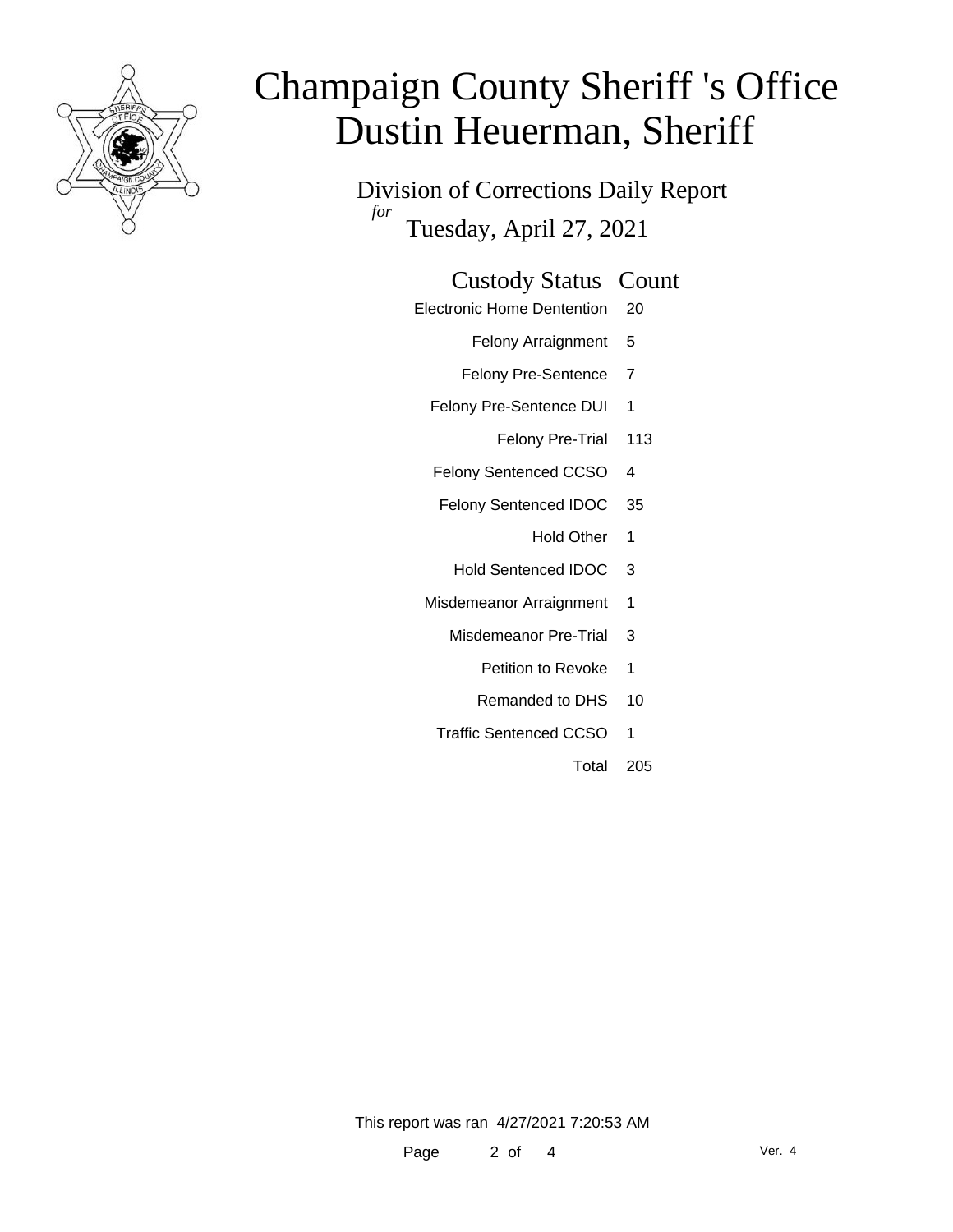# Champaign County Sheriff 's Office
# Dustin Heuerman, Sheriff

## Division of Corrections Daily Report

*for* Tuesday, April 27, 2021

| Custody Status | Count |
|---|---|
| Electronic Home Dentention | 20 |
| Felony Arraignment | 5 |
| Felony Pre-Sentence | 7 |
| Felony Pre-Sentence DUI | 1 |
| Felony Pre-Trial | 113 |
| Felony Sentenced CCSO | 4 |
| Felony Sentenced IDOC | 35 |
| Hold Other | 1 |
| Hold Sentenced IDOC | 3 |
| Misdemeanor Arraignment | 1 |
| Misdemeanor Pre-Trial | 3 |
| Petition to Revoke | 1 |
| Remanded to DHS | 10 |
| Traffic Sentenced CCSO | 1 |
| Total | 205 |

This report was ran 4/27/2021 7:20:53 AM

Ver. 4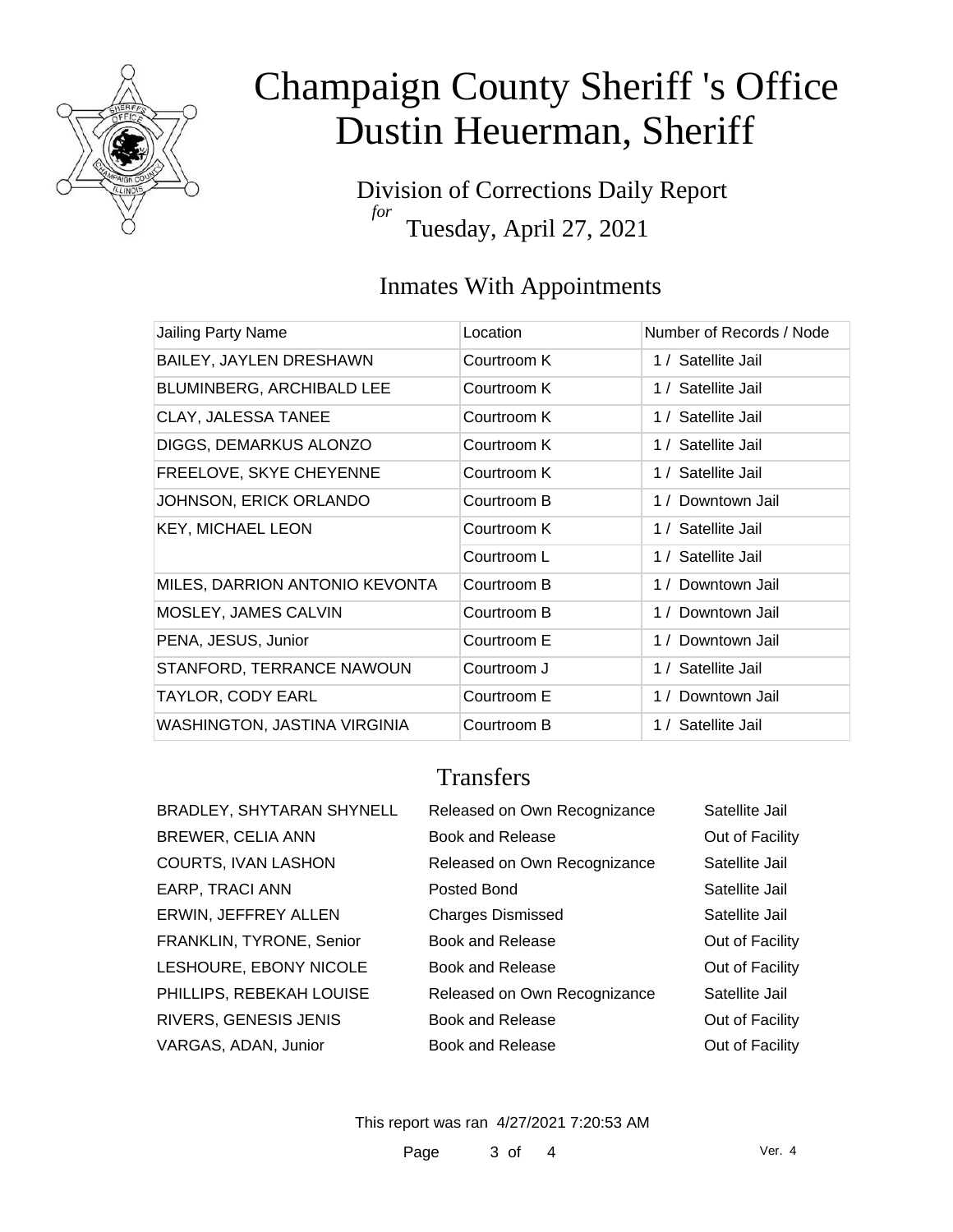# Champaign County Sheriff 's Office
# Dustin Heuerman, Sheriff

Division of Corrections Daily Report
*for*
Tuesday, April 27, 2021

## Inmates With Appointments

| Jailing Party Name | Location | Number of Records / Node |
|---|---|---|
| BAILEY, JAYLEN DRESHAWN | Courtroom K | 1 / Satellite Jail |
| BLUMINBERG, ARCHIBALD LEE | Courtroom K | 1 / Satellite Jail |
| CLAY, JALESSA TANEE | Courtroom K | 1 / Satellite Jail |
| DIGGS, DEMARKUS ALONZO | Courtroom K | 1 / Satellite Jail |
| FREELOVE, SKYE CHEYENNE | Courtroom K | 1 / Satellite Jail |
| JOHNSON, ERICK ORLANDO | Courtroom B | 1 / Downtown Jail |
| KEY, MICHAEL LEON | Courtroom K | 1 / Satellite Jail |
| | Courtroom L | 1 / Satellite Jail |
| MILES, DARRION ANTONIO KEVONTA | Courtroom B | 1 / Downtown Jail |
| MOSLEY, JAMES CALVIN | Courtroom B | 1 / Downtown Jail |
| PENA, JESUS, Junior | Courtroom E | 1 / Downtown Jail |
| STANFORD, TERRANCE NAWOUN | Courtroom J | 1 / Satellite Jail |
| TAYLOR, CODY EARL | Courtroom E | 1 / Downtown Jail |
| WASHINGTON, JASTINA VIRGINIA | Courtroom B | 1 / Satellite Jail |

## Transfers

| | | |
|---|---|---|
| BRADLEY, SHYTARAN SHYNELL | Released on Own Recognizance | Satellite Jail |
| BREWER, CELIA ANN | Book and Release | Out of Facility |
| COURTS, IVAN LASHON | Released on Own Recognizance | Satellite Jail |
| EARP, TRACI ANN | Posted Bond | Satellite Jail |
| ERWIN, JEFFREY ALLEN | Charges Dismissed | Satellite Jail |
| FRANKLIN, TYRONE, Senior | Book and Release | Out of Facility |
| LESHOURE, EBONY NICOLE | Book and Release | Out of Facility |
| PHILLIPS, REBEKAH LOUISE | Released on Own Recognizance | Satellite Jail |
| RIVERS, GENESIS JENIS | Book and Release | Out of Facility |
| VARGAS, ADAN, Junior | Book and Release | Out of Facility |

This report was ran 4/27/2021 7:20:53 AM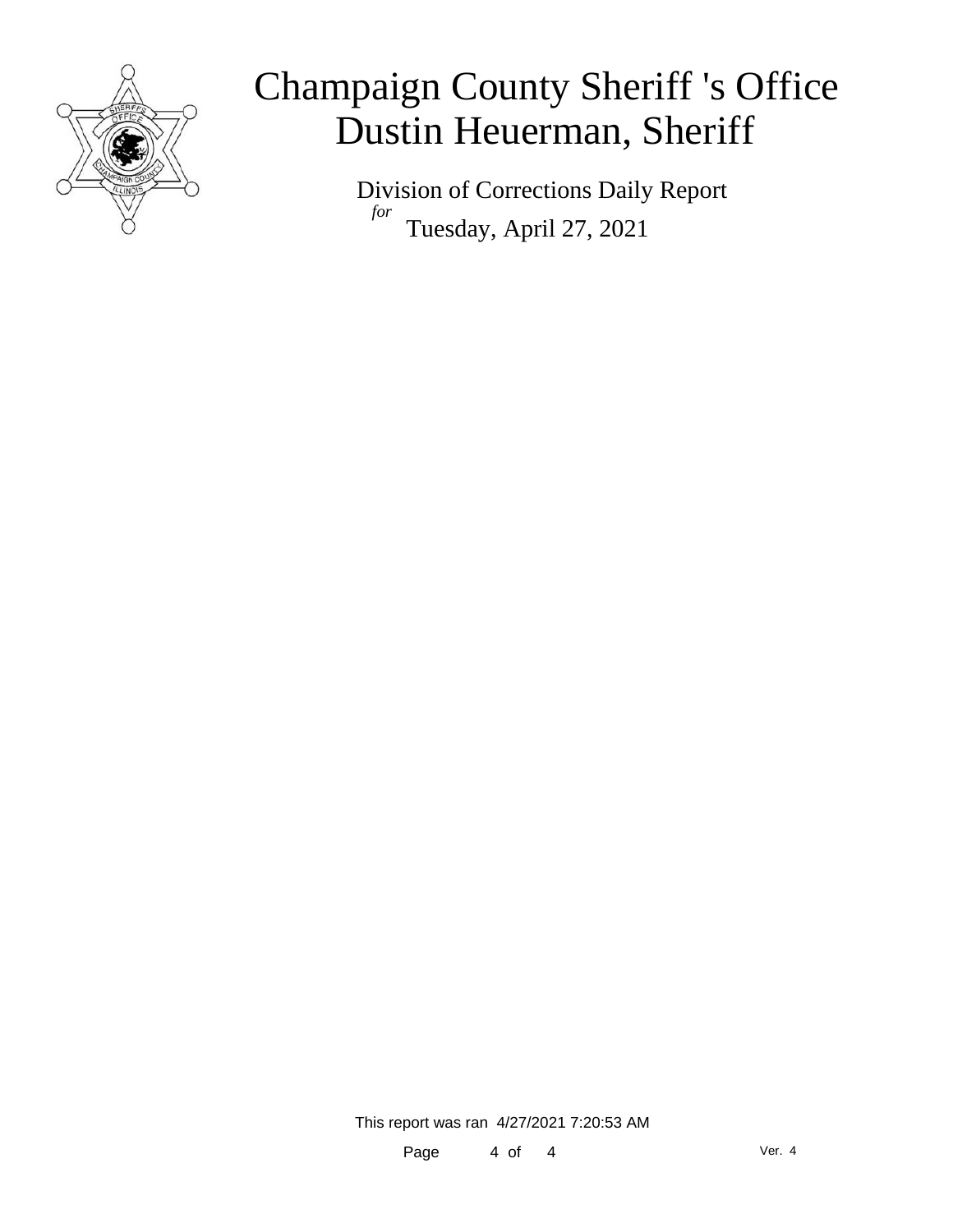# Champaign County Sheriff 's Office
# Dustin Heuerman, Sheriff

Division of Corrections Daily Report

*for* Tuesday, April 27, 2021

This report was ran 4/27/2021 7:20:53 AM

Ver. 4